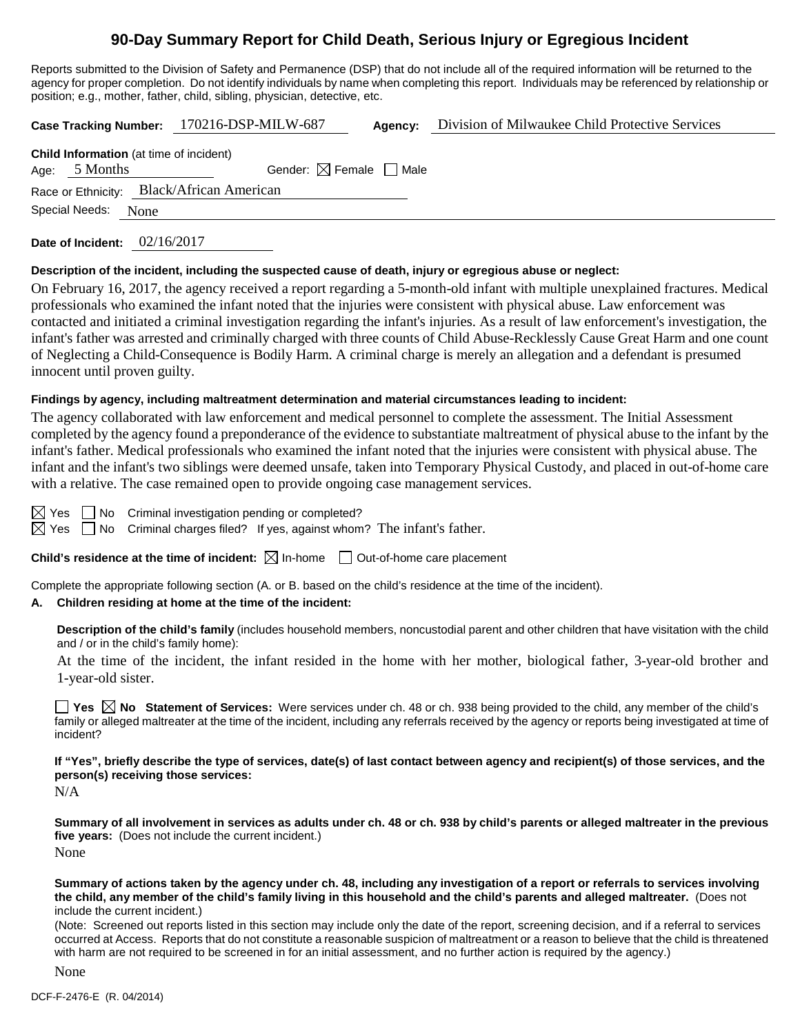# 90-Day Summary Report for Child Death, Serious Injury or Egregious Incident

Reports submitted to the Division of Safety and Permanence (DSP) that do not include all of the required information will be returned to the agency for proper completion. Do not identify individuals by name when completing this report. Individuals may be referenced by relationship or position; e.g., mother, father, child, sibling, physician, detective, etc.

**Case Tracking Number:** 170216-DSP-MILW-687 **Agency:** Division of Milwaukee Child Protective Services

**Child Information** (at time of incident)

Age: 5 Months Gender: ☒ Female ☐ Male

Race or Ethnicity: Black/African American

Special Needs: None

**Date of Incident:** 02/16/2017

**Description of the incident, including the suspected cause of death, injury or egregious abuse or neglect:**

On February 16, 2017, the agency received a report regarding a 5-month-old infant with multiple unexplained fractures. Medical professionals who examined the infant noted that the injuries were consistent with physical abuse. Law enforcement was contacted and initiated a criminal investigation regarding the infant's injuries. As a result of law enforcement's investigation, the infant's father was arrested and criminally charged with three counts of Child Abuse-Recklessly Cause Great Harm and one count of Neglecting a Child-Consequence is Bodily Harm. A criminal charge is merely an allegation and a defendant is presumed innocent until proven guilty.

**Findings by agency, including maltreatment determination and material circumstances leading to incident:**

The agency collaborated with law enforcement and medical personnel to complete the assessment. The Initial Assessment completed by the agency found a preponderance of the evidence to substantiate maltreatment of physical abuse to the infant by the infant's father. Medical professionals who examined the infant noted that the injuries were consistent with physical abuse. The infant and the infant's two siblings were deemed unsafe, taken into Temporary Physical Custody, and placed in out-of-home care with a relative. The case remained open to provide ongoing case management services.

☒ Yes ☐ No Criminal investigation pending or completed?

☒ Yes ☐ No Criminal charges filed? If yes, against whom? The infant's father.

**Child's residence at the time of incident:** ☒ In-home ☐ Out-of-home care placement

Complete the appropriate following section (A. or B. based on the child's residence at the time of the incident).

**A. Children residing at home at the time of the incident:**

**Description of the child's family** (includes household members, noncustodial parent and other children that have visitation with the child and / or in the child's family home):

At the time of the incident, the infant resided in the home with her mother, biological father, 3-year-old brother and 1-year-old sister.

☐ **Yes** ☒ **No Statement of Services:** Were services under ch. 48 or ch. 938 being provided to the child, any member of the child's family or alleged maltreater at the time of the incident, including any referrals received by the agency or reports being investigated at time of incident?

**If "Yes", briefly describe the type of services, date(s) of last contact between agency and recipient(s) of those services, and the person(s) receiving those services:**

N/A

**Summary of all involvement in services as adults under ch. 48 or ch. 938 by child's parents or alleged maltreater in the previous five years:** (Does not include the current incident.)

None

**Summary of actions taken by the agency under ch. 48, including any investigation of a report or referrals to services involving the child, any member of the child's family living in this household and the child's parents and alleged maltreater.** (Does not include the current incident.)

(Note: Screened out reports listed in this section may include only the date of the report, screening decision, and if a referral to services occurred at Access. Reports that do not constitute a reasonable suspicion of maltreatment or a reason to believe that the child is threatened with harm are not required to be screened in for an initial assessment, and no further action is required by the agency.)

None

DCF-F-2476-E (R. 04/2014)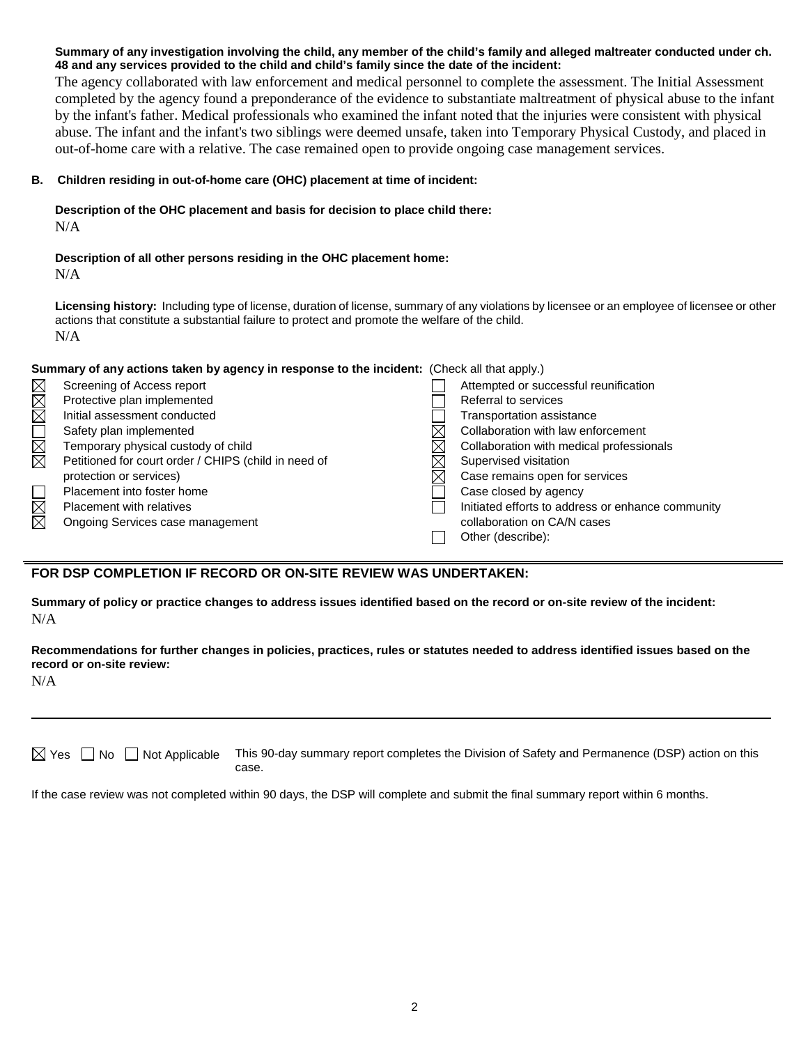**Summary of any investigation involving the child, any member of the child's family and alleged maltreater conducted under ch. 48 and any services provided to the child and child's family since the date of the incident:**

The agency collaborated with law enforcement and medical personnel to complete the assessment. The Initial Assessment completed by the agency found a preponderance of the evidence to substantiate maltreatment of physical abuse to the infant by the infant's father. Medical professionals who examined the infant noted that the injuries were consistent with physical abuse. The infant and the infant's two siblings were deemed unsafe, taken into Temporary Physical Custody, and placed in out-of-home care with a relative. The case remained open to provide ongoing case management services.

**B. Children residing in out-of-home care (OHC) placement at time of incident:**

**Description of the OHC placement and basis for decision to place child there:**
N/A

**Description of all other persons residing in the OHC placement home:**
N/A

**Licensing history:** Including type of license, duration of license, summary of any violations by licensee or an employee of licensee or other actions that constitute a substantial failure to protect and promote the welfare of the child.
N/A

**Summary of any actions taken by agency in response to the incident:** (Check all that apply.)

- ☒ Screening of Access report
- ☒ Protective plan implemented
- ☒ Initial assessment conducted
- ☐ Safety plan implemented
- ☒ Temporary physical custody of child
- ☒ Petitioned for court order / CHIPS (child in need of protection or services)
- ☐ Placement into foster home
- ☒ Placement with relatives
- ☒ Ongoing Services case management
- ☐ Attempted or successful reunification
- ☐ Referral to services
- ☐ Transportation assistance
- ☒ Collaboration with law enforcement
- ☒ Collaboration with medical professionals
- ☒ Supervised visitation
- ☒ Case remains open for services
- ☐ Case closed by agency
- ☐ Initiated efforts to address or enhance community collaboration on CA/N cases
- ☐ Other (describe):

## FOR DSP COMPLETION IF RECORD OR ON-SITE REVIEW WAS UNDERTAKEN:

**Summary of policy or practice changes to address issues identified based on the record or on-site review of the incident:**
N/A

**Recommendations for further changes in policies, practices, rules or statutes needed to address identified issues based on the record or on-site review:**
N/A

☒ Yes ☐ No ☐ Not Applicable This 90-day summary report completes the Division of Safety and Permanence (DSP) action on this case.

If the case review was not completed within 90 days, the DSP will complete and submit the final summary report within 6 months.